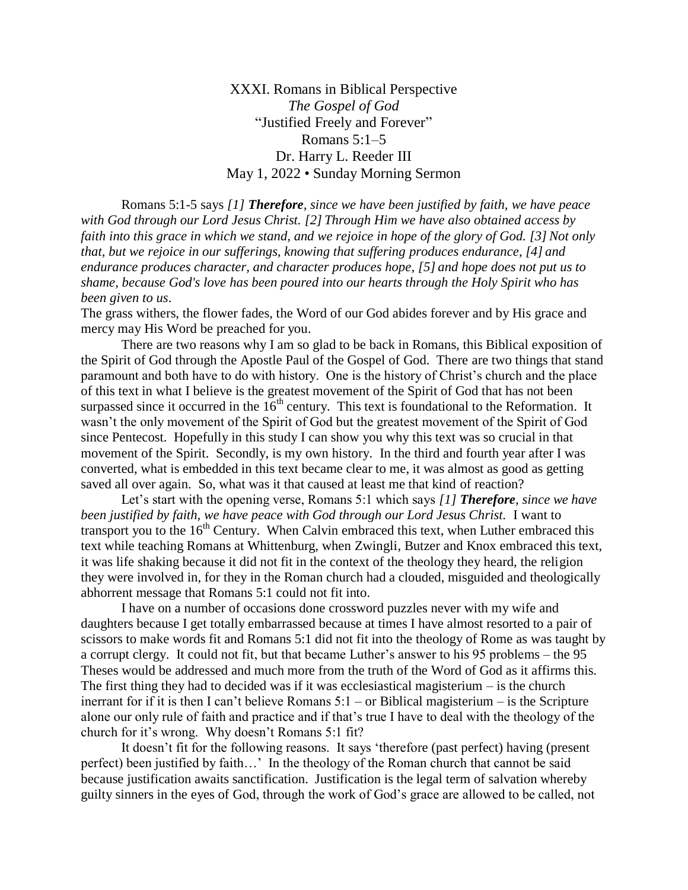XXXI. Romans in Biblical Perspective
*The Gospel of God*
"Justified Freely and Forever"
Romans 5:1–5
Dr. Harry L. Reeder III
May 1, 2022 • Sunday Morning Sermon

Romans 5:1-5 says *[1] **Therefore**, since we have been justified by faith, we have peace with God through our Lord Jesus Christ. [2] Through Him we have also obtained access by faith into this grace in which we stand, and we rejoice in hope of the glory of God. [3] Not only that, but we rejoice in our sufferings, knowing that suffering produces endurance, [4] and endurance produces character, and character produces hope, [5] and hope does not put us to shame, because God's love has been poured into our hearts through the Holy Spirit who has been given to us*.
The grass withers, the flower fades, the Word of our God abides forever and by His grace and mercy may His Word be preached for you.

There are two reasons why I am so glad to be back in Romans, this Biblical exposition of the Spirit of God through the Apostle Paul of the Gospel of God. There are two things that stand paramount and both have to do with history. One is the history of Christ's church and the place of this text in what I believe is the greatest movement of the Spirit of God that has not been surpassed since it occurred in the 16th century. This text is foundational to the Reformation. It wasn't the only movement of the Spirit of God but the greatest movement of the Spirit of God since Pentecost. Hopefully in this study I can show you why this text was so crucial in that movement of the Spirit. Secondly, is my own history. In the third and fourth year after I was converted, what is embedded in this text became clear to me, it was almost as good as getting saved all over again. So, what was it that caused at least me that kind of reaction?

Let's start with the opening verse, Romans 5:1 which says *[1] **Therefore**, since we have been justified by faith, we have peace with God through our Lord Jesus Christ.* I want to transport you to the 16th Century. When Calvin embraced this text, when Luther embraced this text while teaching Romans at Whittenburg, when Zwingli, Butzer and Knox embraced this text, it was life shaking because it did not fit in the context of the theology they heard, the religion they were involved in, for they in the Roman church had a clouded, misguided and theologically abhorrent message that Romans 5:1 could not fit into.

I have on a number of occasions done crossword puzzles never with my wife and daughters because I get totally embarrassed because at times I have almost resorted to a pair of scissors to make words fit and Romans 5:1 did not fit into the theology of Rome as was taught by a corrupt clergy. It could not fit, but that became Luther's answer to his 95 problems – the 95 Theses would be addressed and much more from the truth of the Word of God as it affirms this. The first thing they had to decided was if it was ecclesiastical magisterium – is the church inerrant for if it is then I can't believe Romans 5:1 – or Biblical magisterium – is the Scripture alone our only rule of faith and practice and if that's true I have to deal with the theology of the church for it's wrong. Why doesn't Romans 5:1 fit?

It doesn't fit for the following reasons. It says 'therefore (past perfect) having (present perfect) been justified by faith…' In the theology of the Roman church that cannot be said because justification awaits sanctification. Justification is the legal term of salvation whereby guilty sinners in the eyes of God, through the work of God's grace are allowed to be called, not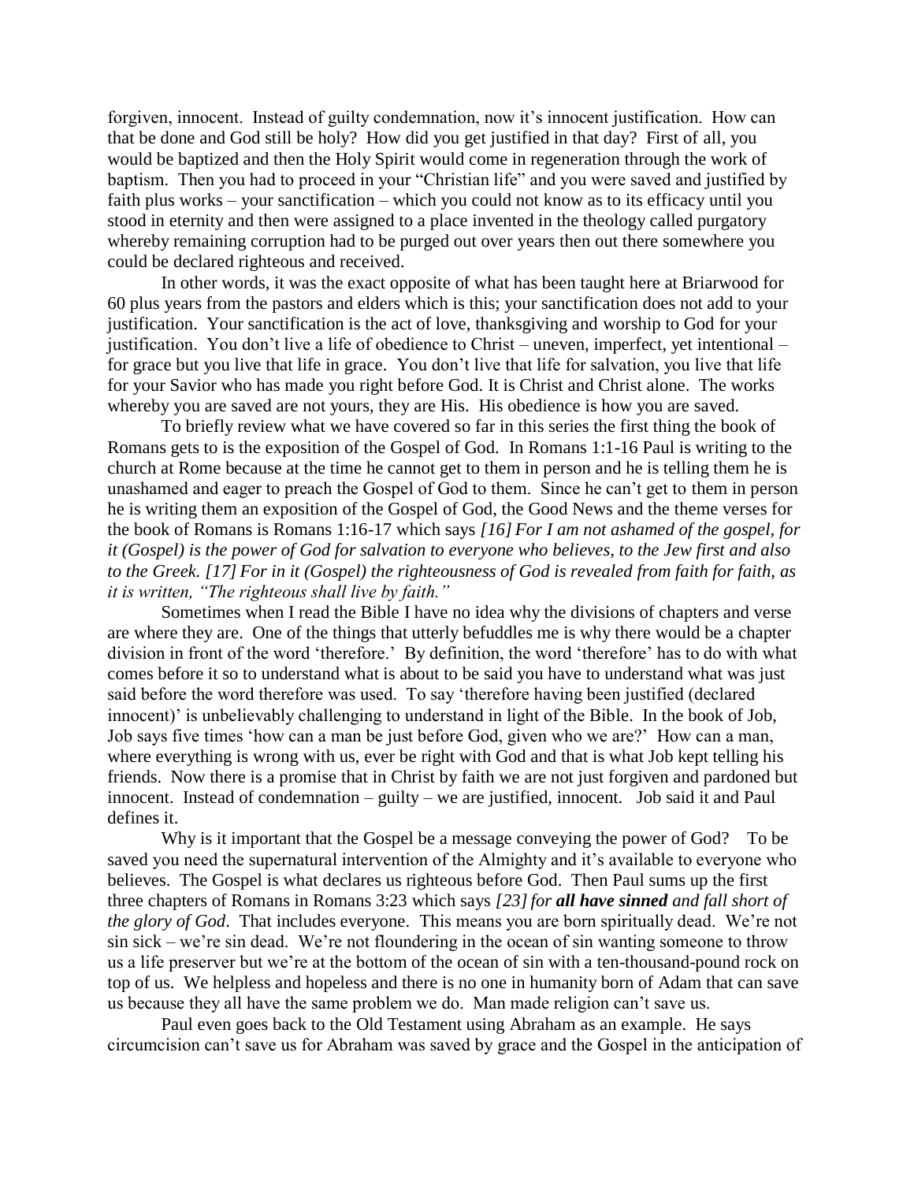forgiven, innocent. Instead of guilty condemnation, now it's innocent justification. How can that be done and God still be holy? How did you get justified in that day? First of all, you would be baptized and then the Holy Spirit would come in regeneration through the work of baptism. Then you had to proceed in your "Christian life" and you were saved and justified by faith plus works – your sanctification – which you could not know as to its efficacy until you stood in eternity and then were assigned to a place invented in the theology called purgatory whereby remaining corruption had to be purged out over years then out there somewhere you could be declared righteous and received.

In other words, it was the exact opposite of what has been taught here at Briarwood for 60 plus years from the pastors and elders which is this; your sanctification does not add to your justification. Your sanctification is the act of love, thanksgiving and worship to God for your justification. You don't live a life of obedience to Christ – uneven, imperfect, yet intentional – for grace but you live that life in grace. You don't live that life for salvation, you live that life for your Savior who has made you right before God. It is Christ and Christ alone. The works whereby you are saved are not yours, they are His. His obedience is how you are saved.

To briefly review what we have covered so far in this series the first thing the book of Romans gets to is the exposition of the Gospel of God. In Romans 1:1-16 Paul is writing to the church at Rome because at the time he cannot get to them in person and he is telling them he is unashamed and eager to preach the Gospel of God to them. Since he can't get to them in person he is writing them an exposition of the Gospel of God, the Good News and the theme verses for the book of Romans is Romans 1:16-17 which says *[16] For I am not ashamed of the gospel, for it (Gospel) is the power of God for salvation to everyone who believes, to the Jew first and also to the Greek. [17] For in it (Gospel) the righteousness of God is revealed from faith for faith, as it is written, "The righteous shall live by faith."*

Sometimes when I read the Bible I have no idea why the divisions of chapters and verse are where they are. One of the things that utterly befuddles me is why there would be a chapter division in front of the word 'therefore.' By definition, the word 'therefore' has to do with what comes before it so to understand what is about to be said you have to understand what was just said before the word therefore was used. To say 'therefore having been justified (declared innocent)' is unbelievably challenging to understand in light of the Bible. In the book of Job, Job says five times 'how can a man be just before God, given who we are?' How can a man, where everything is wrong with us, ever be right with God and that is what Job kept telling his friends. Now there is a promise that in Christ by faith we are not just forgiven and pardoned but innocent. Instead of condemnation – guilty – we are justified, innocent. Job said it and Paul defines it.

Why is it important that the Gospel be a message conveying the power of God? To be saved you need the supernatural intervention of the Almighty and it's available to everyone who believes. The Gospel is what declares us righteous before God. Then Paul sums up the first three chapters of Romans in Romans 3:23 which says *[23] for **all have sinned** and fall short of the glory of God*. That includes everyone. This means you are born spiritually dead. We're not sin sick – we're sin dead. We're not floundering in the ocean of sin wanting someone to throw us a life preserver but we're at the bottom of the ocean of sin with a ten-thousand-pound rock on top of us. We helpless and hopeless and there is no one in humanity born of Adam that can save us because they all have the same problem we do. Man made religion can't save us.

Paul even goes back to the Old Testament using Abraham as an example. He says circumcision can't save us for Abraham was saved by grace and the Gospel in the anticipation of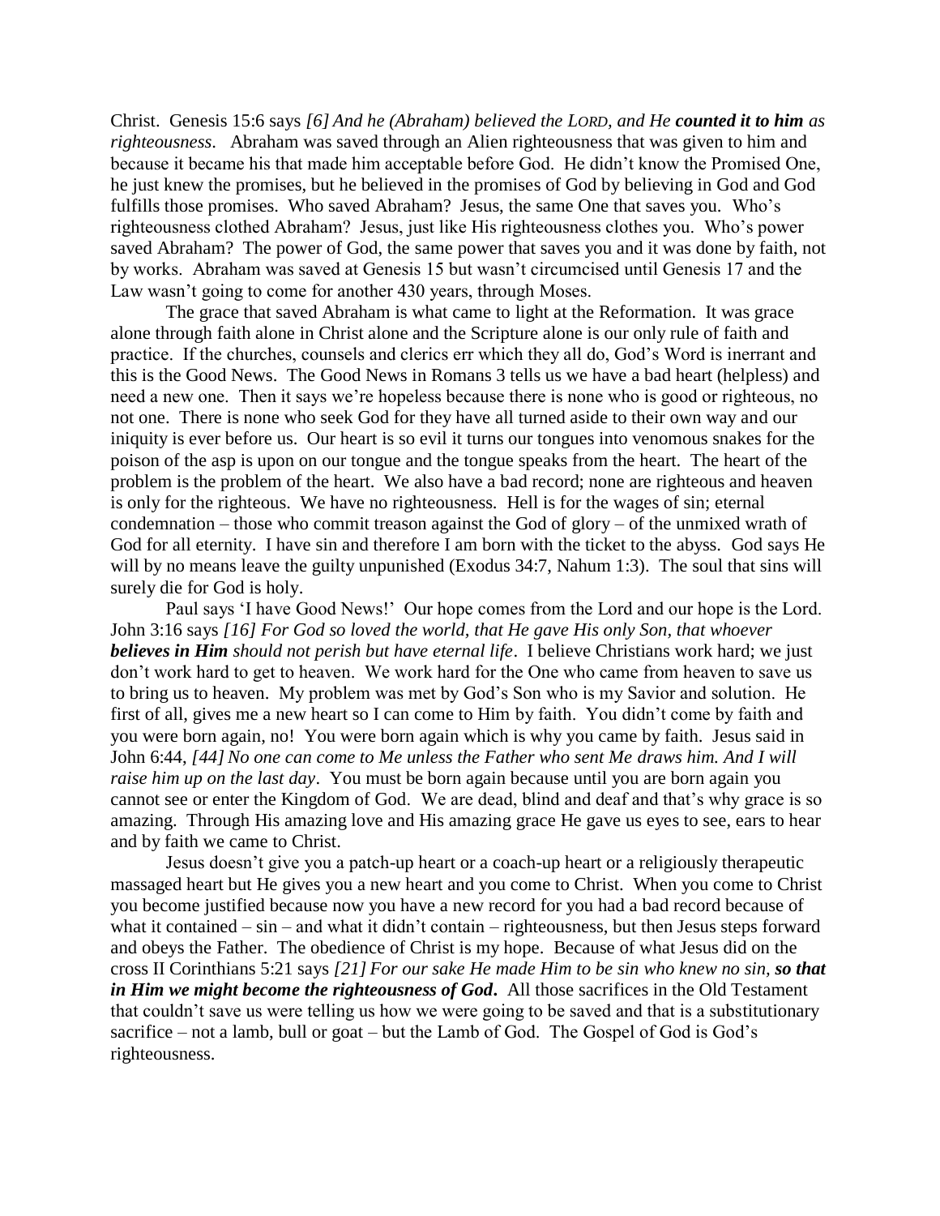Christ. Genesis 15:6 says *[6] And he (Abraham) believed the LORD, and He **counted it to him** as righteousness*. Abraham was saved through an Alien righteousness that was given to him and because it became his that made him acceptable before God. He didn't know the Promised One, he just knew the promises, but he believed in the promises of God by believing in God and God fulfills those promises. Who saved Abraham? Jesus, the same One that saves you. Who's righteousness clothed Abraham? Jesus, just like His righteousness clothes you. Who's power saved Abraham? The power of God, the same power that saves you and it was done by faith, not by works. Abraham was saved at Genesis 15 but wasn't circumcised until Genesis 17 and the Law wasn't going to come for another 430 years, through Moses.

The grace that saved Abraham is what came to light at the Reformation. It was grace alone through faith alone in Christ alone and the Scripture alone is our only rule of faith and practice. If the churches, counsels and clerics err which they all do, God's Word is inerrant and this is the Good News. The Good News in Romans 3 tells us we have a bad heart (helpless) and need a new one. Then it says we're hopeless because there is none who is good or righteous, no not one. There is none who seek God for they have all turned aside to their own way and our iniquity is ever before us. Our heart is so evil it turns our tongues into venomous snakes for the poison of the asp is upon on our tongue and the tongue speaks from the heart. The heart of the problem is the problem of the heart. We also have a bad record; none are righteous and heaven is only for the righteous. We have no righteousness. Hell is for the wages of sin; eternal condemnation – those who commit treason against the God of glory – of the unmixed wrath of God for all eternity. I have sin and therefore I am born with the ticket to the abyss. God says He will by no means leave the guilty unpunished (Exodus 34:7, Nahum 1:3). The soul that sins will surely die for God is holy.

Paul says 'I have Good News!' Our hope comes from the Lord and our hope is the Lord. John 3:16 says *[16] For God so loved the world, that He gave His only Son, that whoever **believes in Him** should not perish but have eternal life*. I believe Christians work hard; we just don't work hard to get to heaven. We work hard for the One who came from heaven to save us to bring us to heaven. My problem was met by God's Son who is my Savior and solution. He first of all, gives me a new heart so I can come to Him by faith. You didn't come by faith and you were born again, no! You were born again which is why you came by faith. Jesus said in John 6:44, *[44] No one can come to Me unless the Father who sent Me draws him. And I will raise him up on the last day*. You must be born again because until you are born again you cannot see or enter the Kingdom of God. We are dead, blind and deaf and that's why grace is so amazing. Through His amazing love and His amazing grace He gave us eyes to see, ears to hear and by faith we came to Christ.

Jesus doesn't give you a patch-up heart or a coach-up heart or a religiously therapeutic massaged heart but He gives you a new heart and you come to Christ. When you come to Christ you become justified because now you have a new record for you had a bad record because of what it contained – sin – and what it didn't contain – righteousness, but then Jesus steps forward and obeys the Father. The obedience of Christ is my hope. Because of what Jesus did on the cross II Corinthians 5:21 says *[21] For our sake He made Him to be sin who knew no sin, **so that in Him we might become the righteousness of God***. All those sacrifices in the Old Testament that couldn't save us were telling us how we were going to be saved and that is a substitutionary sacrifice – not a lamb, bull or goat – but the Lamb of God. The Gospel of God is God's righteousness.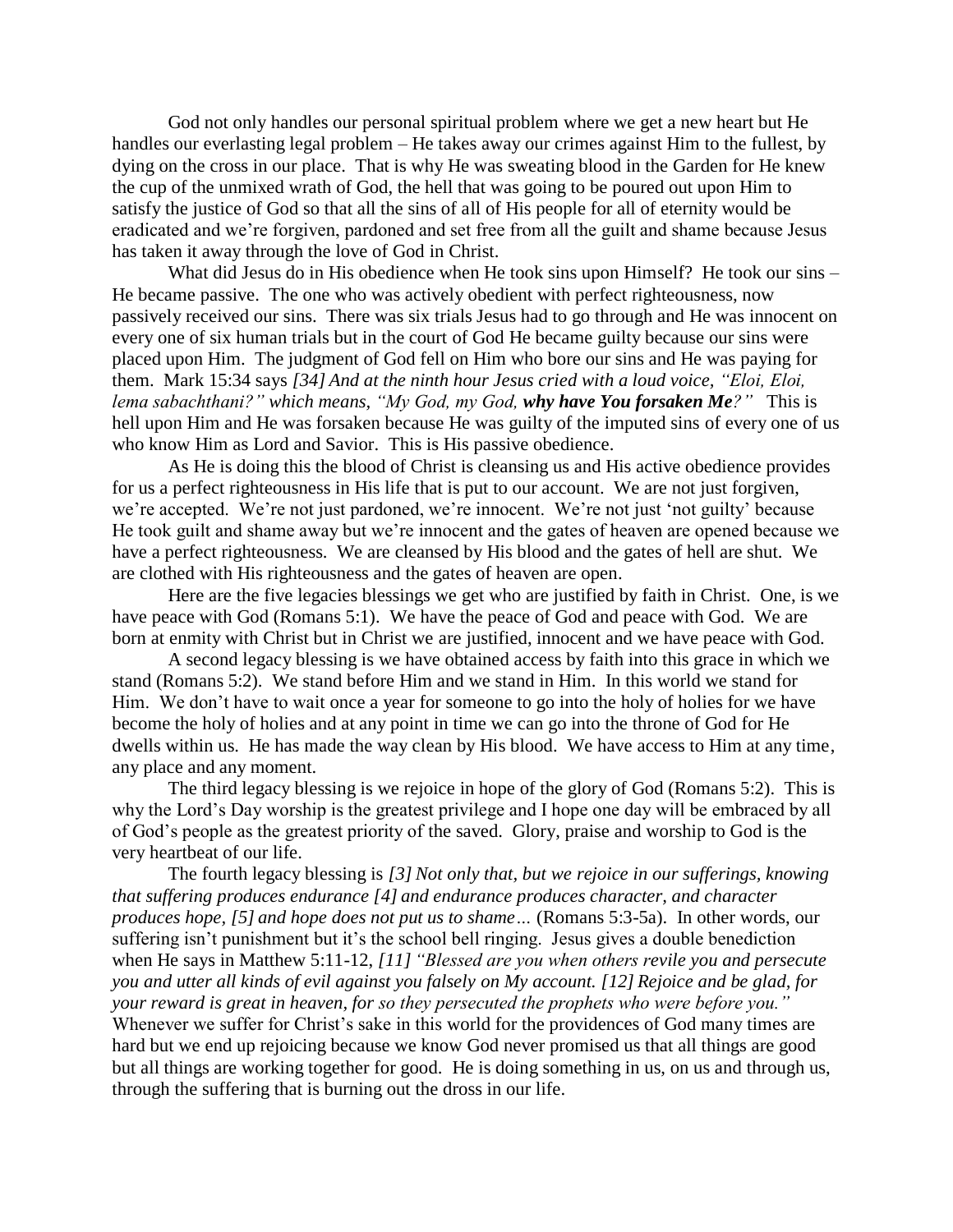God not only handles our personal spiritual problem where we get a new heart but He handles our everlasting legal problem – He takes away our crimes against Him to the fullest, by dying on the cross in our place. That is why He was sweating blood in the Garden for He knew the cup of the unmixed wrath of God, the hell that was going to be poured out upon Him to satisfy the justice of God so that all the sins of all of His people for all of eternity would be eradicated and we're forgiven, pardoned and set free from all the guilt and shame because Jesus has taken it away through the love of God in Christ.

What did Jesus do in His obedience when He took sins upon Himself? He took our sins – He became passive. The one who was actively obedient with perfect righteousness, now passively received our sins. There was six trials Jesus had to go through and He was innocent on every one of six human trials but in the court of God He became guilty because our sins were placed upon Him. The judgment of God fell on Him who bore our sins and He was paying for them. Mark 15:34 says *[34] And at the ninth hour Jesus cried with a loud voice, "Eloi, Eloi, lema sabachthani?" which means, "My God, my God, **why have You forsaken Me**?"* This is hell upon Him and He was forsaken because He was guilty of the imputed sins of every one of us who know Him as Lord and Savior. This is His passive obedience.

As He is doing this the blood of Christ is cleansing us and His active obedience provides for us a perfect righteousness in His life that is put to our account. We are not just forgiven, we're accepted. We're not just pardoned, we're innocent. We're not just 'not guilty' because He took guilt and shame away but we're innocent and the gates of heaven are opened because we have a perfect righteousness. We are cleansed by His blood and the gates of hell are shut. We are clothed with His righteousness and the gates of heaven are open.

Here are the five legacies blessings we get who are justified by faith in Christ. One, is we have peace with God (Romans 5:1). We have the peace of God and peace with God. We are born at enmity with Christ but in Christ we are justified, innocent and we have peace with God.

A second legacy blessing is we have obtained access by faith into this grace in which we stand (Romans 5:2). We stand before Him and we stand in Him. In this world we stand for Him. We don't have to wait once a year for someone to go into the holy of holies for we have become the holy of holies and at any point in time we can go into the throne of God for He dwells within us. He has made the way clean by His blood. We have access to Him at any time, any place and any moment.

The third legacy blessing is we rejoice in hope of the glory of God (Romans 5:2). This is why the Lord's Day worship is the greatest privilege and I hope one day will be embraced by all of God's people as the greatest priority of the saved. Glory, praise and worship to God is the very heartbeat of our life.

The fourth legacy blessing is *[3] Not only that, but we rejoice in our sufferings, knowing that suffering produces endurance [4] and endurance produces character, and character produces hope, [5] and hope does not put us to shame…* (Romans 5:3-5a). In other words, our suffering isn't punishment but it's the school bell ringing. Jesus gives a double benediction when He says in Matthew 5:11-12, *[11] "Blessed are you when others revile you and persecute you and utter all kinds of evil against you falsely on My account. [12] Rejoice and be glad, for your reward is great in heaven, for so they persecuted the prophets who were before you."* Whenever we suffer for Christ's sake in this world for the providences of God many times are hard but we end up rejoicing because we know God never promised us that all things are good but all things are working together for good. He is doing something in us, on us and through us, through the suffering that is burning out the dross in our life.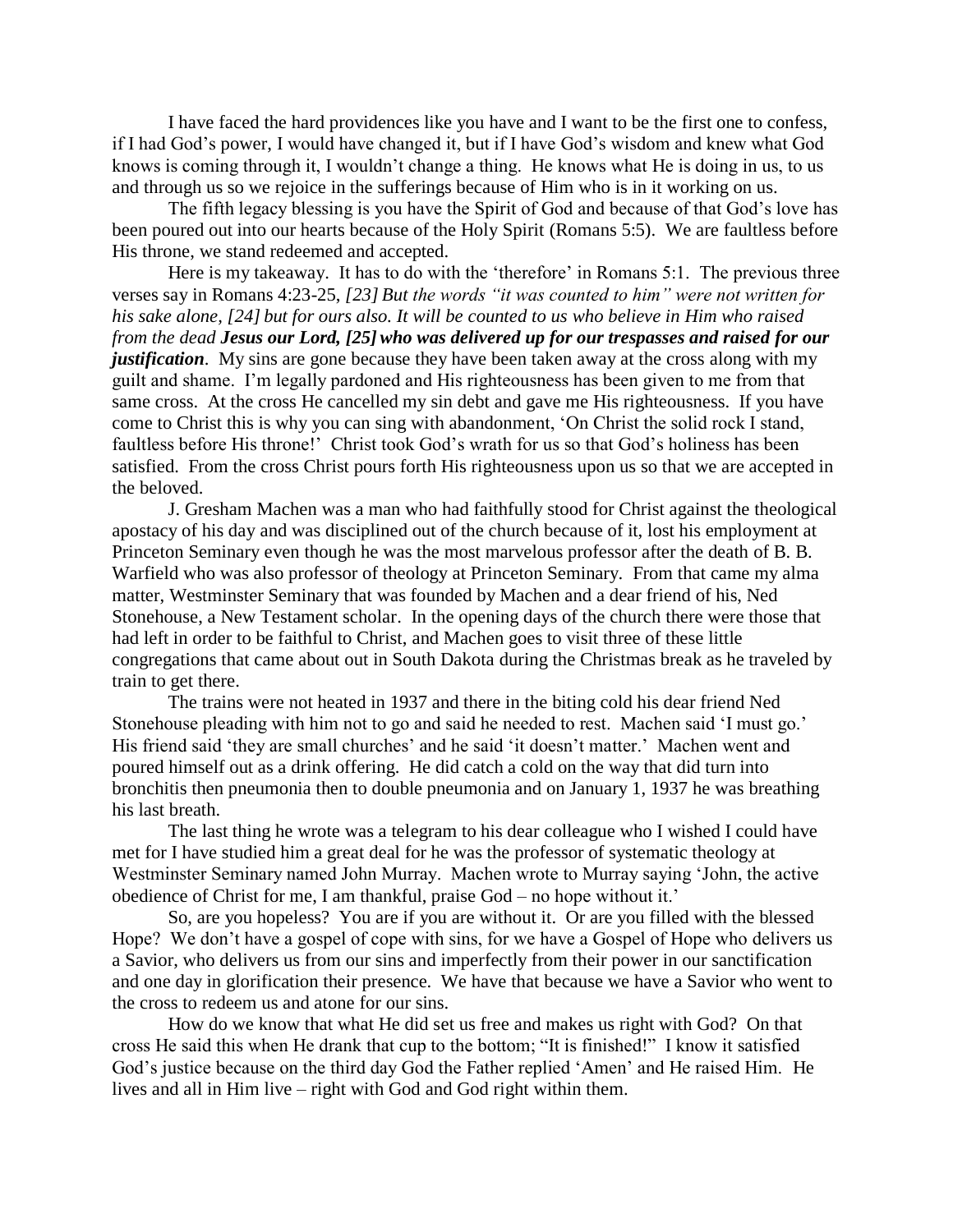I have faced the hard providences like you have and I want to be the first one to confess, if I had God's power, I would have changed it, but if I have God's wisdom and knew what God knows is coming through it, I wouldn't change a thing. He knows what He is doing in us, to us and through us so we rejoice in the sufferings because of Him who is in it working on us.

The fifth legacy blessing is you have the Spirit of God and because of that God's love has been poured out into our hearts because of the Holy Spirit (Romans 5:5). We are faultless before His throne, we stand redeemed and accepted.

Here is my takeaway. It has to do with the 'therefore' in Romans 5:1. The previous three verses say in Romans 4:23-25, *[23] But the words "it was counted to him" were not written for his sake alone, [24] but for ours also. It will be counted to us who believe in Him who raised from the dead **Jesus our Lord, [25] who was delivered up for our trespasses and raised for our justification***. My sins are gone because they have been taken away at the cross along with my guilt and shame. I'm legally pardoned and His righteousness has been given to me from that same cross. At the cross He cancelled my sin debt and gave me His righteousness. If you have come to Christ this is why you can sing with abandonment, 'On Christ the solid rock I stand, faultless before His throne!' Christ took God's wrath for us so that God's holiness has been satisfied. From the cross Christ pours forth His righteousness upon us so that we are accepted in the beloved.

J. Gresham Machen was a man who had faithfully stood for Christ against the theological apostacy of his day and was disciplined out of the church because of it, lost his employment at Princeton Seminary even though he was the most marvelous professor after the death of B. B. Warfield who was also professor of theology at Princeton Seminary. From that came my alma matter, Westminster Seminary that was founded by Machen and a dear friend of his, Ned Stonehouse, a New Testament scholar. In the opening days of the church there were those that had left in order to be faithful to Christ, and Machen goes to visit three of these little congregations that came about out in South Dakota during the Christmas break as he traveled by train to get there.

The trains were not heated in 1937 and there in the biting cold his dear friend Ned Stonehouse pleading with him not to go and said he needed to rest. Machen said 'I must go.' His friend said 'they are small churches' and he said 'it doesn't matter.' Machen went and poured himself out as a drink offering. He did catch a cold on the way that did turn into bronchitis then pneumonia then to double pneumonia and on January 1, 1937 he was breathing his last breath.

The last thing he wrote was a telegram to his dear colleague who I wished I could have met for I have studied him a great deal for he was the professor of systematic theology at Westminster Seminary named John Murray. Machen wrote to Murray saying 'John, the active obedience of Christ for me, I am thankful, praise God – no hope without it.'

So, are you hopeless? You are if you are without it. Or are you filled with the blessed Hope? We don't have a gospel of cope with sins, for we have a Gospel of Hope who delivers us a Savior, who delivers us from our sins and imperfectly from their power in our sanctification and one day in glorification their presence. We have that because we have a Savior who went to the cross to redeem us and atone for our sins.

How do we know that what He did set us free and makes us right with God? On that cross He said this when He drank that cup to the bottom; "It is finished!" I know it satisfied God's justice because on the third day God the Father replied 'Amen' and He raised Him. He lives and all in Him live – right with God and God right within them.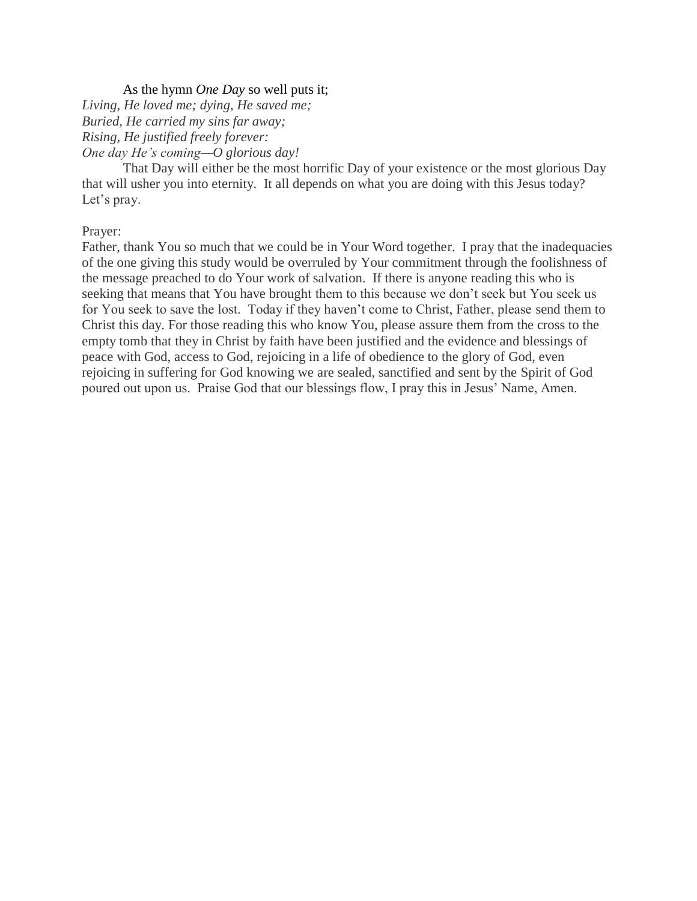As the hymn *One Day* so well puts it;

*Living, He loved me; dying, He saved me;*
*Buried, He carried my sins far away;*
*Rising, He justified freely forever:*
*One day He's coming—O glorious day!*

That Day will either be the most horrific Day of your existence or the most glorious Day that will usher you into eternity. It all depends on what you are doing with this Jesus today? Let's pray.

Prayer:

Father, thank You so much that we could be in Your Word together. I pray that the inadequacies of the one giving this study would be overruled by Your commitment through the foolishness of the message preached to do Your work of salvation. If there is anyone reading this who is seeking that means that You have brought them to this because we don't seek but You seek us for You seek to save the lost. Today if they haven't come to Christ, Father, please send them to Christ this day. For those reading this who know You, please assure them from the cross to the empty tomb that they in Christ by faith have been justified and the evidence and blessings of peace with God, access to God, rejoicing in a life of obedience to the glory of God, even rejoicing in suffering for God knowing we are sealed, sanctified and sent by the Spirit of God poured out upon us. Praise God that our blessings flow, I pray this in Jesus' Name, Amen.